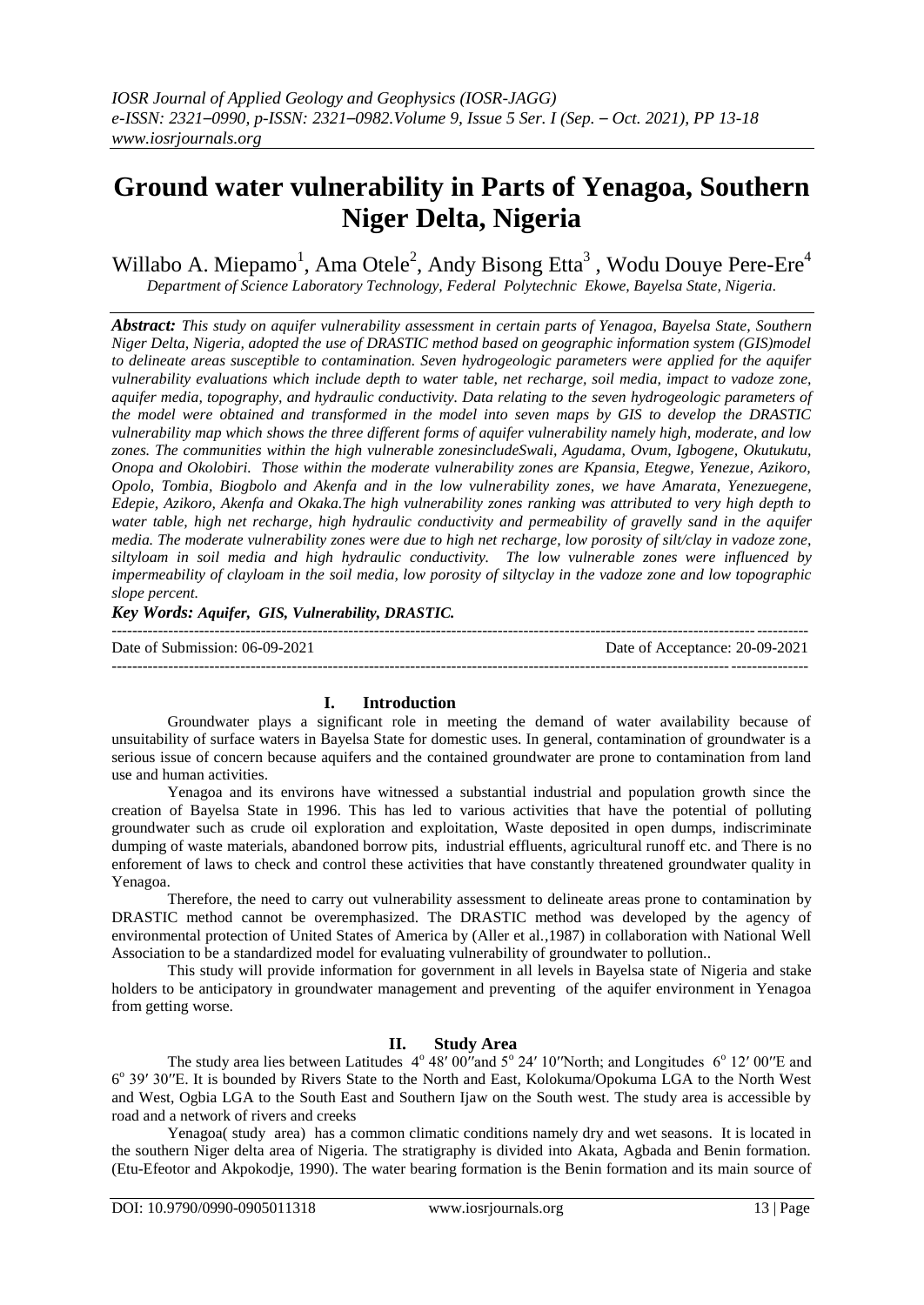# Ground water vulnerability in Parts of Yenagoa, Southern Niger Delta, Nigeria

Willabo A. Miepamo[1], Ama Otele[2], Andy Bisong Etta[3] , Wodu Douye Pere-Ere[4]

*Department of Science Laboratory Technology, Federal Polytechnic Ekowe, Bayelsa State, Nigeria.*

***Abstract:*** *This study on aquifer vulnerability assessment in certain parts of Yenagoa, Bayelsa State, Southern Niger Delta, Nigeria, adopted the use of DRASTIC method based on geographic information system (GIS)model to delineate areas susceptible to contamination. Seven hydrogeologic parameters were applied for the aquifer vulnerability evaluations which include depth to water table, net recharge, soil media, impact to vadoze zone, aquifer media, topography, and hydraulic conductivity. Data relating to the seven hydrogeologic parameters of the model were obtained and transformed in the model into seven maps by GIS to develop the DRASTIC vulnerability map which shows the three different forms of aquifer vulnerability namely high, moderate, and low zones. The communities within the high vulnerable zonesincludeSwali, Agudama, Ovum, Igbogene, Okutukutu, Onopa and Okolobiri. Those within the moderate vulnerability zones are Kpansia, Etegwe, Yenezue, Azikoro, Opolo, Tombia, Biogbolo and Akenfa and in the low vulnerability zones, we have Amarata, Yenezuegene, Edepie, Azikoro, Akenfa and Okaka.The high vulnerability zones ranking was attributed to very high depth to water table, high net recharge, high hydraulic conductivity and permeability of gravelly sand in the aquifer media. The moderate vulnerability zones were due to high net recharge, low porosity of silt/clay in vadoze zone, siltyloam in soil media and high hydraulic conductivity. The low vulnerable zones were influenced by impermeability of clayloam in the soil media, low porosity of siltyclay in the vadoze zone and low topographic slope percent.*

***Key Words: Aquifer, GIS, Vulnerability, DRASTIC.***

---

Date of Submission: 06-09-2021 | Date of Acceptance: 20-09-2021

---

## I. Introduction

Groundwater plays a significant role in meeting the demand of water availability because of unsuitability of surface waters in Bayelsa State for domestic uses. In general, contamination of groundwater is a serious issue of concern because aquifers and the contained groundwater are prone to contamination from land use and human activities.

Yenagoa and its environs have witnessed a substantial industrial and population growth since the creation of Bayelsa State in 1996. This has led to various activities that have the potential of polluting groundwater such as crude oil exploration and exploitation, Waste deposited in open dumps, indiscriminate dumping of waste materials, abandoned borrow pits, industrial effluents, agricultural runoff etc. and There is no enforement of laws to check and control these activities that have constantly threatened groundwater quality in Yenagoa.

Therefore, the need to carry out vulnerability assessment to delineate areas prone to contamination by DRASTIC method cannot be overemphasized. The DRASTIC method was developed by the agency of environmental protection of United States of America by (Aller et al.,1987) in collaboration with National Well Association to be a standardized model for evaluating vulnerability of groundwater to pollution..

This study will provide information for government in all levels in Bayelsa state of Nigeria and stake holders to be anticipatory in groundwater management and preventing of the aquifer environment in Yenagoa from getting worse.

## II. Study Area

The study area lies between Latitudes 4° 48′ 00″and 5° 24′ 10″North; and Longitudes 6° 12′ 00″E and 6° 39′ 30″E. It is bounded by Rivers State to the North and East, Kolokuma/Opokuma LGA to the North West and West, Ogbia LGA to the South East and Southern Ijaw on the South west. The study area is accessible by road and a network of rivers and creeks

Yenagoa( study area) has a common climatic conditions namely dry and wet seasons. It is located in the southern Niger delta area of Nigeria. The stratigraphy is divided into Akata, Agbada and Benin formation. (Etu-Efeotor and Akpokodje, 1990). The water bearing formation is the Benin formation and its main source of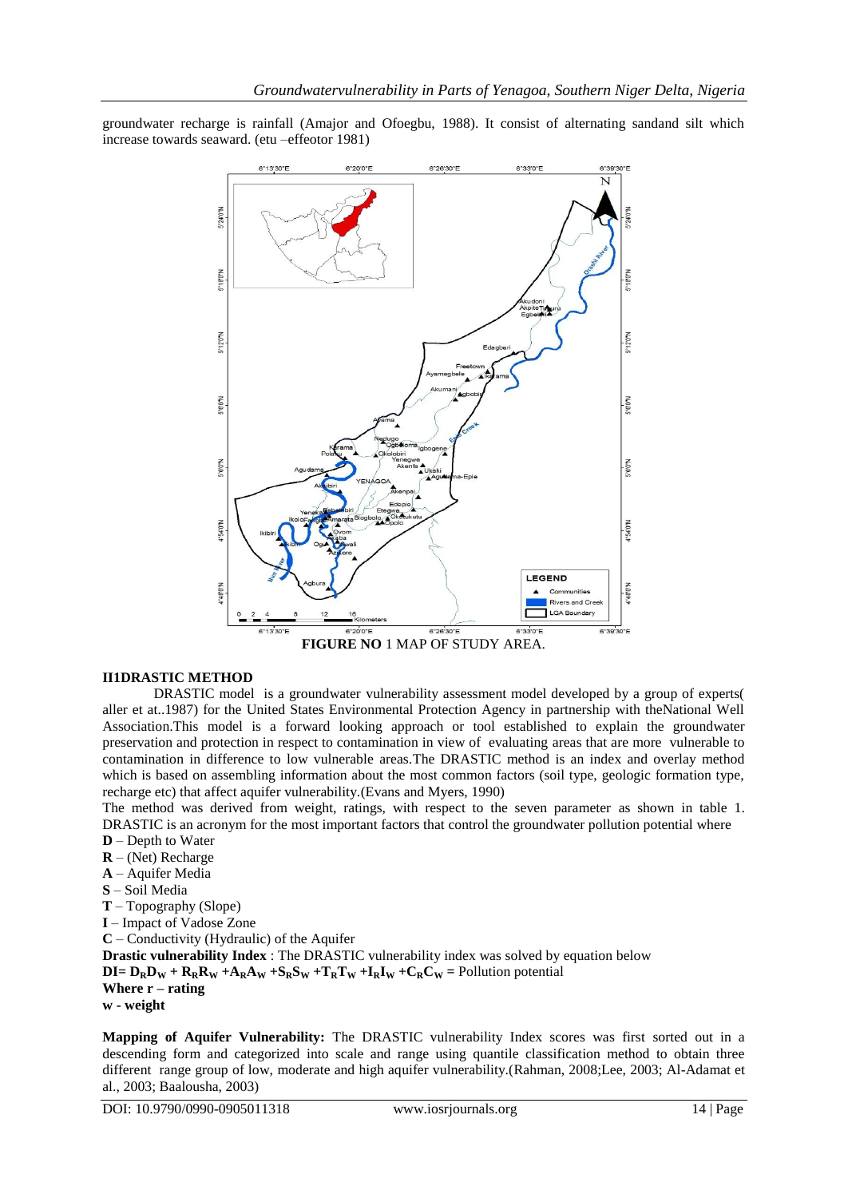groundwater recharge is rainfall (Amajor and Ofoegbu, 1988). It consist of alternating sandand silt which increase towards seaward. (etu –effeotor 1981)

**FIGURE NO** 1 MAP OF STUDY AREA.

## II1DRASTIC METHOD

DRASTIC model is a groundwater vulnerability assessment model developed by a group of experts( aller et at..1987) for the United States Environmental Protection Agency in partnership with theNational Well Association.This model is a forward looking approach or tool established to explain the groundwater preservation and protection in respect to contamination in view of evaluating areas that are more vulnerable to contamination in difference to low vulnerable areas.The DRASTIC method is an index and overlay method which is based on assembling information about the most common factors (soil type, geologic formation type, recharge etc) that affect aquifer vulnerability.(Evans and Myers, 1990)

The method was derived from weight, ratings, with respect to the seven parameter as shown in table 1. DRASTIC is an acronym for the most important factors that control the groundwater pollution potential where

**D** – Depth to Water
**R** – (Net) Recharge
**A** – Aquifer Media
**S** – Soil Media
**T** – Topography (Slope)
**I** – Impact of Vadose Zone
**C** – Conductivity (Hydraulic) of the Aquifer

**Drastic vulnerability Index** : The DRASTIC vulnerability index was solved by equation below

$$DI = D_R D_W + R_R R_W + A_R A_W + S_R S_W + T_R T_W + I_R I_W + C_R C_W = \text{Pollution potential}$$

**Where r – rating**
**w - weight**

**Mapping of Aquifer Vulnerability:** The DRASTIC vulnerability Index scores was first sorted out in a descending form and categorized into scale and range using quantile classification method to obtain three different range group of low, moderate and high aquifer vulnerability.(Rahman, 2008;Lee, 2003; Al-Adamat et al., 2003; Baalousha, 2003)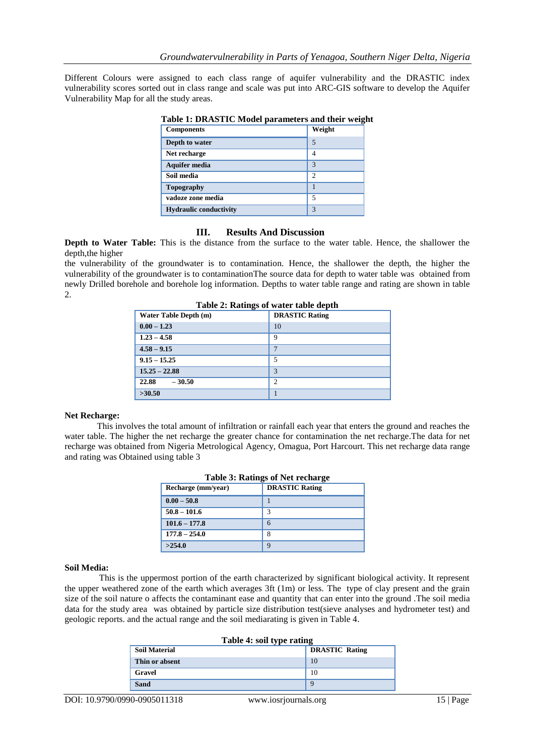Different Colours were assigned to each class range of aquifer vulnerability and the DRASTIC index vulnerability scores sorted out in class range and scale was put into ARC-GIS software to develop the Aquifer Vulnerability Map for all the study areas.

**Table 1: DRASTIC Model parameters and their weight**

| Components | Weight |
|---|---|
| Depth to water | 5 |
| Net recharge | 4 |
| Aquifer media | 3 |
| Soil media | 2 |
| Topography | 1 |
| vadoze zone media | 5 |
| Hydraulic conductivity | 3 |

## III. Results And Discussion

**Depth to Water Table:** This is the distance from the surface to the water table. Hence, the shallower the depth,the higher
the vulnerability of the groundwater is to contamination. Hence, the shallower the depth, the higher the vulnerability of the groundwater is to contaminationThe source data for depth to water table was obtained from newly Drilled borehole and borehole log information. Depths to water table range and rating are shown in table 2.

**Table 2: Ratings of water table depth**

| Water Table Depth (m) | DRASTIC Rating |
|---|---|
| 0.00 – 1.23 | 10 |
| 1.23 – 4.58 | 9 |
| 4.58 – 9.15 | 7 |
| 9.15 – 15.25 | 5 |
| 15.25 – 22.88 | 3 |
| 22.88 – 30.50 | 2 |
| >30.50 | 1 |

**Net Recharge:**

This involves the total amount of infiltration or rainfall each year that enters the ground and reaches the water table. The higher the net recharge the greater chance for contamination the net recharge.The data for net recharge was obtained from Nigeria Metrological Agency, Omagua, Port Harcourt. This net recharge data range and rating was Obtained using table 3

**Table 3: Ratings of Net recharge**

| Recharge (mm/year) | DRASTIC Rating |
|---|---|
| 0.00 – 50.8 | 1 |
| 50.8 – 101.6 | 3 |
| 101.6 – 177.8 | 6 |
| 177.8 – 254.0 | 8 |
| >254.0 | 9 |

**Soil Media:**

This is the uppermost portion of the earth characterized by significant biological activity. It represent the upper weathered zone of the earth which averages 3ft (1m) or less. The type of clay present and the grain size of the soil nature o affects the contaminant ease and quantity that can enter into the ground .The soil media data for the study area was obtained by particle size distribution test(sieve analyses and hydrometer test) and geologic reports. and the actual range and the soil mediarating is given in Table 4.

**Table 4: soil type rating**

| Soil Material | DRASTIC Rating |
|---|---|
| Thin or absent | 10 |
| Gravel | 10 |
| Sand | 9 |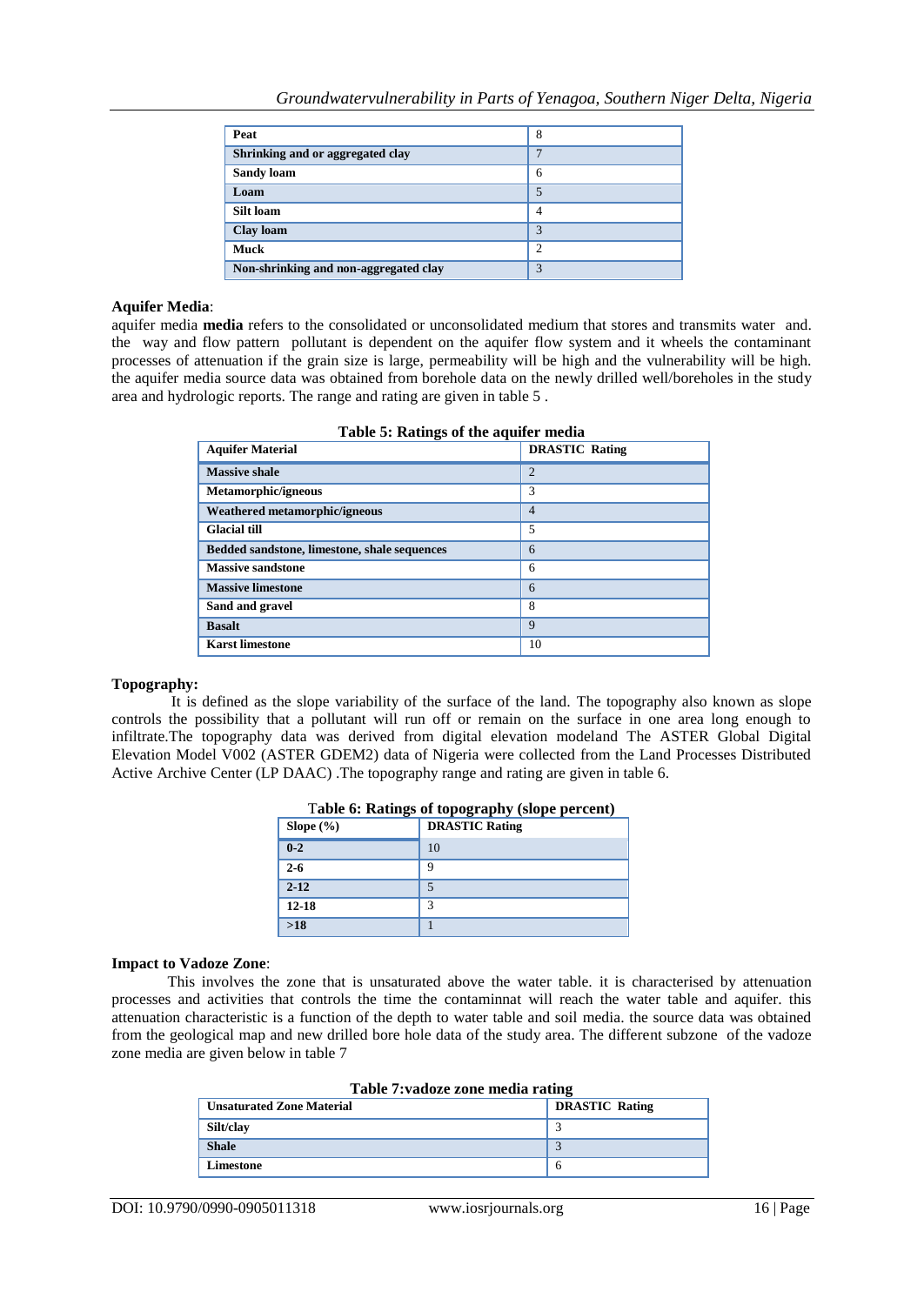| Peat | 8 |
|---|---|
| Shrinking and or aggregated clay | 7 |
| Sandy loam | 6 |
| Loam | 5 |
| Silt loam | 4 |
| Clay loam | 3 |
| Muck | 2 |
| Non-shrinking and non-aggregated clay | 3 |

**Aquifer Media**:
aquifer media **media** refers to the consolidated or unconsolidated medium that stores and transmits water and. the way and flow pattern pollutant is dependent on the aquifer flow system and it wheels the contaminant processes of attenuation if the grain size is large, permeability will be high and the vulnerability will be high. the aquifer media source data was obtained from borehole data on the newly drilled well/boreholes in the study area and hydrologic reports. The range and rating are given in table 5 .

**Table 5: Ratings of the aquifer media**

| Aquifer Material | DRASTIC Rating |
|---|---|
| Massive shale | 2 |
| Metamorphic/igneous | 3 |
| Weathered metamorphic/igneous | 4 |
| Glacial till | 5 |
| Bedded sandstone, limestone, shale sequences | 6 |
| Massive sandstone | 6 |
| Massive limestone | 6 |
| Sand and gravel | 8 |
| Basalt | 9 |
| Karst limestone | 10 |

**Topography:**
It is defined as the slope variability of the surface of the land. The topography also known as slope controls the possibility that a pollutant will run off or remain on the surface in one area long enough to infiltrate.The topography data was derived from digital elevation modeland The ASTER Global Digital Elevation Model V002 (ASTER GDEM2) data of Nigeria were collected from the Land Processes Distributed Active Archive Center (LP DAAC) .The topography range and rating are given in table 6.

**Table 6: Ratings of topography (slope percent)**

| Slope (%) | DRASTIC Rating |
|---|---|
| 0-2 | 10 |
| 2-6 | 9 |
| 2-12 | 5 |
| 12-18 | 3 |
| >18 | 1 |

**Impact to Vadoze Zone**:
This involves the zone that is unsaturated above the water table. it is characterised by attenuation processes and activities that controls the time the contaminnat will reach the water table and aquifer. this attenuation characteristic is a function of the depth to water table and soil media. the source data was obtained from the geological map and new drilled bore hole data of the study area. The different subzone of the vadoze zone media are given below in table 7

**Table 7:vadoze zone media rating**

| Unsaturated Zone Material | DRASTIC Rating |
|---|---|
| Silt/clay | 3 |
| Shale | 3 |
| Limestone | 6 |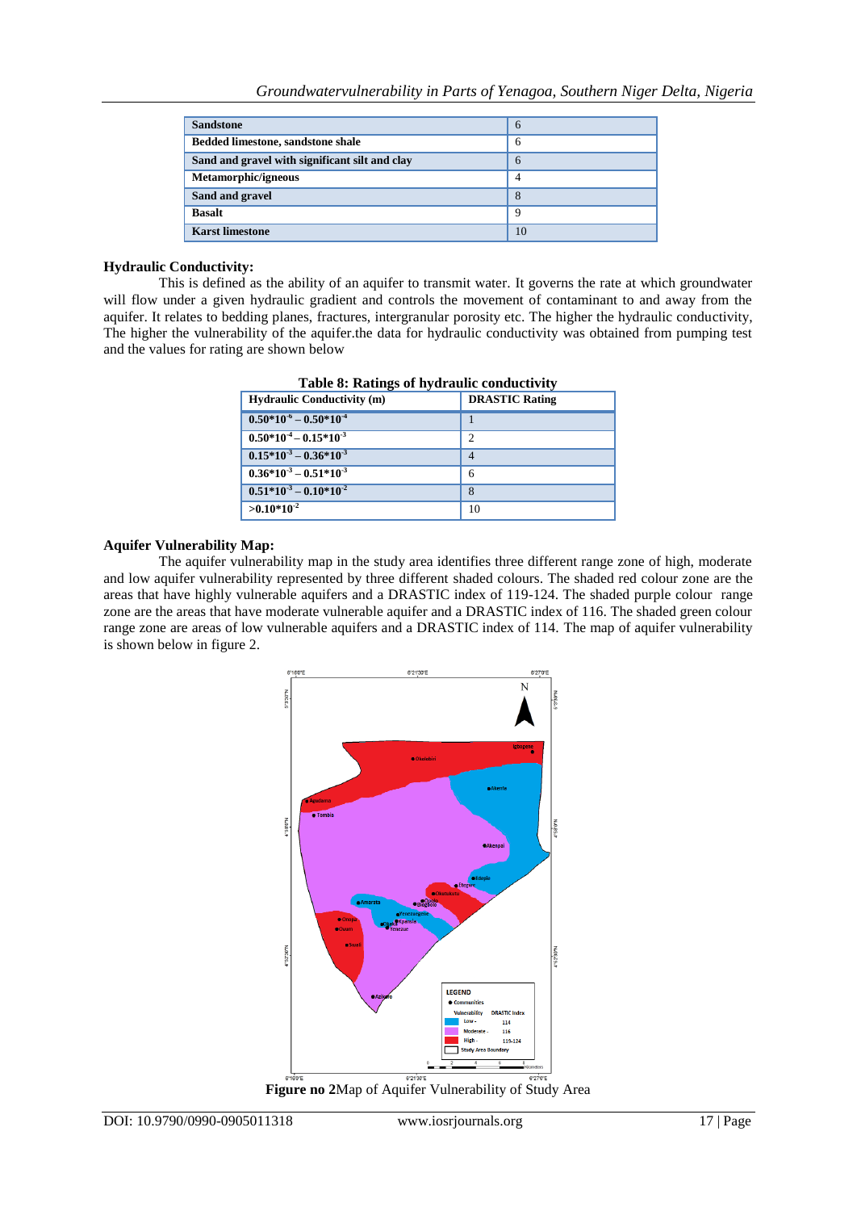| Sandstone | 6 |
|---|---|
| Bedded limestone, sandstone shale | 6 |
| Sand and gravel with significant silt and clay | 6 |
| Metamorphic/igneous | 4 |
| Sand and gravel | 8 |
| Basalt | 9 |
| Karst limestone | 10 |

**Hydraulic Conductivity:**

This is defined as the ability of an aquifer to transmit water. It governs the rate at which groundwater will flow under a given hydraulic gradient and controls the movement of contaminant to and away from the aquifer. It relates to bedding planes, fractures, intergranular porosity etc. The higher the hydraulic conductivity, The higher the vulnerability of the aquifer.the data for hydraulic conductivity was obtained from pumping test and the values for rating are shown below

**Table 8: Ratings of hydraulic conductivity**

| Hydraulic Conductivity (m) | DRASTIC Rating |
|---|---|
| $0.50*10^{-6} – 0.50*10^{-4}$ | 1 |
| $0.50*10^{-4} – 0.15*10^{-3}$ | 2 |
| $0.15*10^{-3} – 0.36*10^{-3}$ | 4 |
| $0.36*10^{-3} – 0.51*10^{-3}$ | 6 |
| $0.51*10^{-3} – 0.10*10^{-2}$ | 8 |
| $>0.10*10^{-2}$ | 10 |

**Aquifer Vulnerability Map:**

The aquifer vulnerability map in the study area identifies three different range zone of high, moderate and low aquifer vulnerability represented by three different shaded colours. The shaded red colour zone are the areas that have highly vulnerable aquifers and a DRASTIC index of 119-124. The shaded purple colour range zone are the areas that have moderate vulnerable aquifer and a DRASTIC index of 116. The shaded green colour range zone are areas of low vulnerable aquifers and a DRASTIC index of 114. The map of aquifer vulnerability is shown below in figure 2.

**Figure no 2**Map of Aquifer Vulnerability of Study Area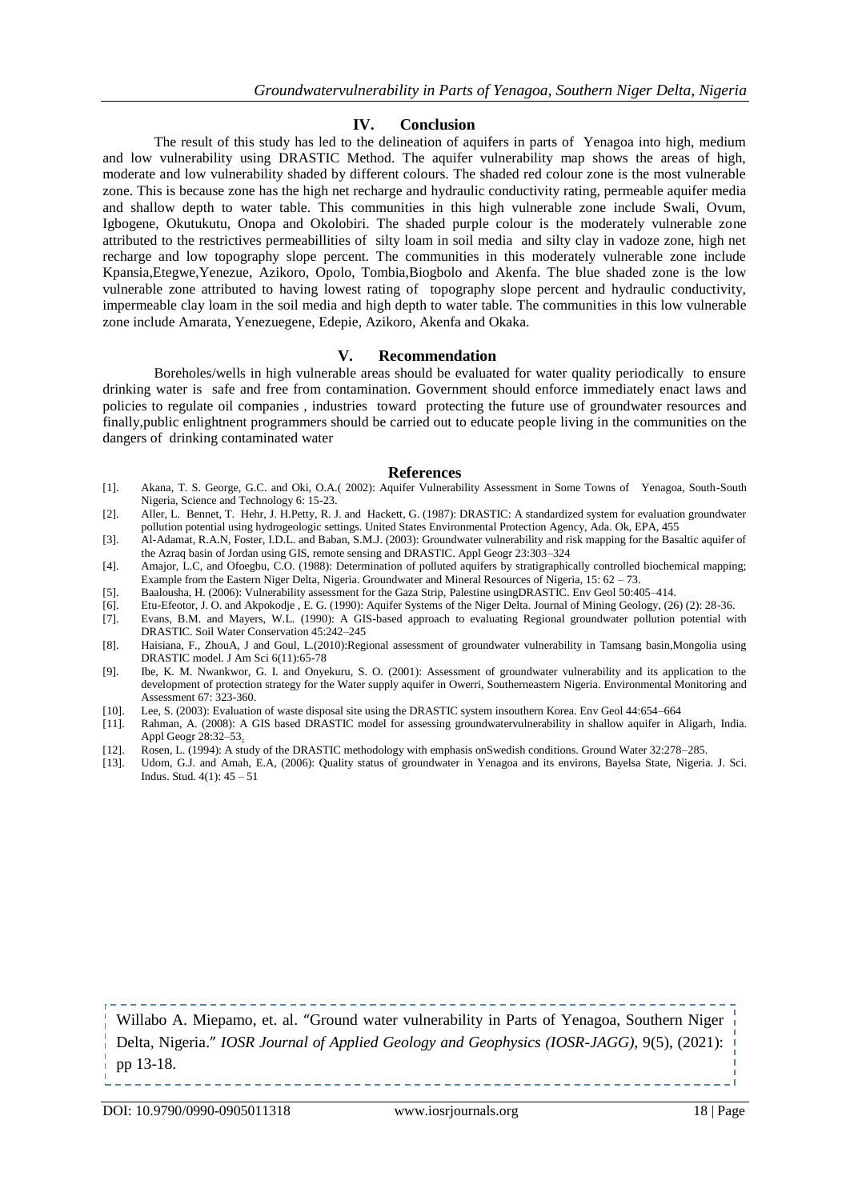## IV. Conclusion

The result of this study has led to the delineation of aquifers in parts of Yenagoa into high, medium and low vulnerability using DRASTIC Method. The aquifer vulnerability map shows the areas of high, moderate and low vulnerability shaded by different colours. The shaded red colour zone is the most vulnerable zone. This is because zone has the high net recharge and hydraulic conductivity rating, permeable aquifer media and shallow depth to water table. This communities in this high vulnerable zone include Swali, Ovum, Igbogene, Okutukutu, Onopa and Okolobiri. The shaded purple colour is the moderately vulnerable zone attributed to the restrictives permeabillities of silty loam in soil media and silty clay in vadoze zone, high net recharge and low topography slope percent. The communities in this moderately vulnerable zone include Kpansia,Etegwe,Yenezue, Azikoro, Opolo, Tombia,Biogbolo and Akenfa. The blue shaded zone is the low vulnerable zone attributed to having lowest rating of topography slope percent and hydraulic conductivity, impermeable clay loam in the soil media and high depth to water table. The communities in this low vulnerable zone include Amarata, Yenezuegene, Edepie, Azikoro, Akenfa and Okaka.

## V. Recommendation

Boreholes/wells in high vulnerable areas should be evaluated for water quality periodically to ensure drinking water is safe and free from contamination. Government should enforce immediately enact laws and policies to regulate oil companies , industries toward protecting the future use of groundwater resources and finally,public enlightnent programmers should be carried out to educate people living in the communities on the dangers of drinking contaminated water

## References

- [1]. Akana, T. S. George, G.C. and Oki, O.A.( 2002): Aquifer Vulnerability Assessment in Some Towns of Yenagoa, South-South Nigeria, Science and Technology 6: 15-23.
- [2]. Aller, L. Bennet, T. Hehr, J. H.Petty, R. J. and Hackett, G. (1987): DRASTIC: A standardized system for evaluation groundwater pollution potential using hydrogeologic settings. United States Environmental Protection Agency, Ada. Ok, EPA, 455
- [3]. Al-Adamat, R.A.N, Foster, I.D.L. and Baban, S.M.J. (2003): Groundwater vulnerability and risk mapping for the Basaltic aquifer of the Azraq basin of Jordan using GIS, remote sensing and DRASTIC. Appl Geogr 23:303–324
- [4]. Amajor, L.C, and Ofoegbu, C.O. (1988): Determination of polluted aquifers by stratigraphically controlled biochemical mapping; Example from the Eastern Niger Delta, Nigeria. Groundwater and Mineral Resources of Nigeria, 15: 62 – 73.
- [5]. Baalousha, H. (2006): Vulnerability assessment for the Gaza Strip, Palestine usingDRASTIC. Env Geol 50:405–414.
- [6]. Etu-Efeotor, J. O. and Akpokodje , E. G. (1990): Aquifer Systems of the Niger Delta. Journal of Mining Geology, (26) (2): 28-36.
- [7]. Evans, B.M. and Mayers, W.L. (1990): A GIS-based approach to evaluating Regional groundwater pollution potential with DRASTIC. Soil Water Conservation 45:242–245
- [8]. Haisiana, F., ZhouA, J and Goul, L.(2010):Regional assessment of groundwater vulnerability in Tamsang basin,Mongolia using DRASTIC model. J Am Sci 6(11):65-78
- [9]. Ibe, K. M. Nwankwor, G. I. and Onyekuru, S. O. (2001): Assessment of groundwater vulnerability and its application to the development of protection strategy for the Water supply aquifer in Owerri, Southerneastern Nigeria. Environmental Monitoring and Assessment 67: 323-360.
- [10]. Lee, S. (2003): Evaluation of waste disposal site using the DRASTIC system insouthern Korea. Env Geol 44:654–664
- [11]. Rahman, A. (2008): A GIS based DRASTIC model for assessing groundwatervulnerability in shallow aquifer in Aligarh, India. Appl Geogr 28:32–53.
- [12]. Rosen, L. (1994): A study of the DRASTIC methodology with emphasis onSwedish conditions. Ground Water 32:278–285.
- [13]. Udom, G.J. and Amah, E.A, (2006): Quality status of groundwater in Yenagoa and its environs, Bayelsa State, Nigeria. J. Sci. Indus. Stud. 4(1): 45 – 51

Willabo A. Miepamo, et. al. "Ground water vulnerability in Parts of Yenagoa, Southern Niger Delta, Nigeria." *IOSR Journal of Applied Geology and Geophysics (IOSR-JAGG)*, 9(5), (2021): pp 13-18.